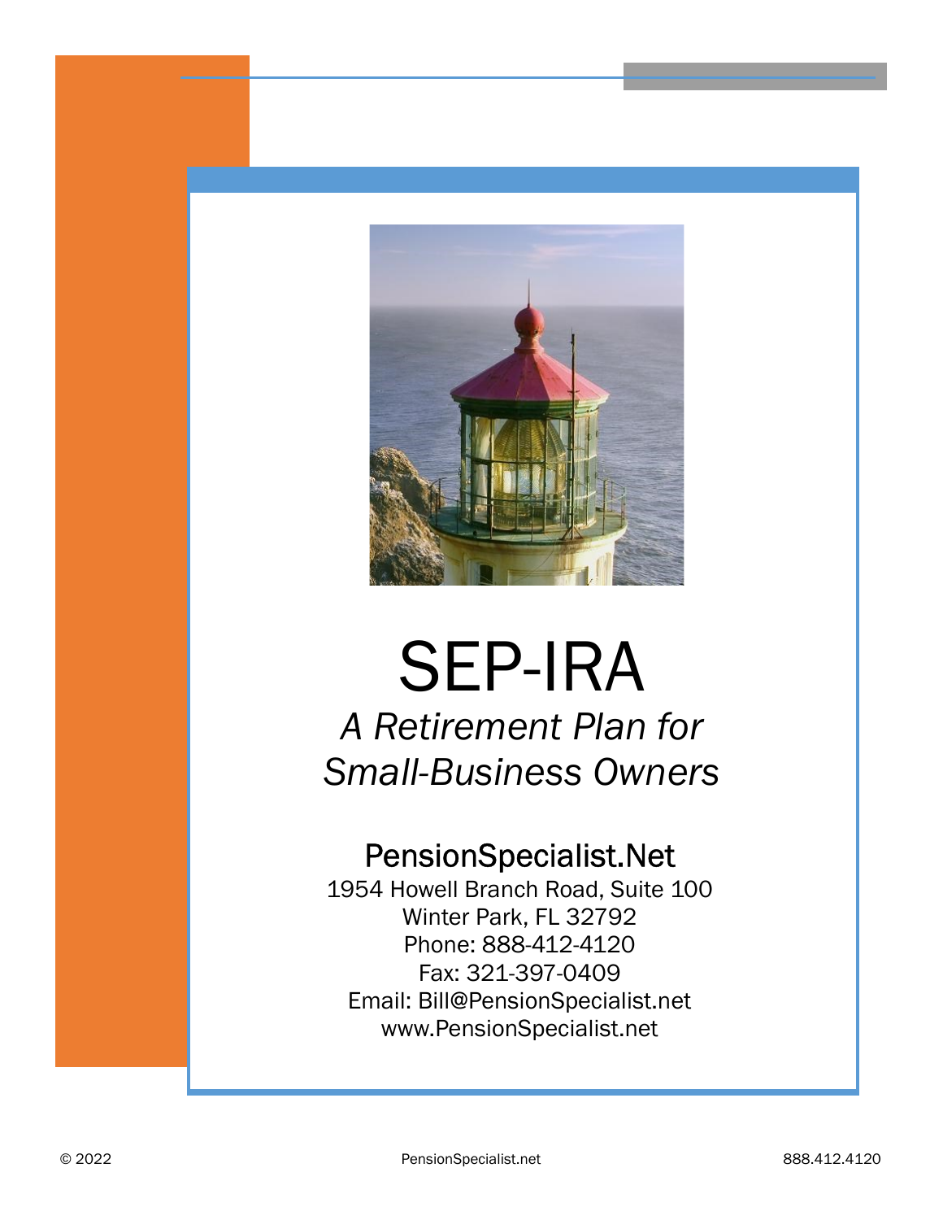# SEP-IRA

*A Retirement Plan for Small-Business Owners*

## PensionSpecialist.Net

1954 Howell Branch Road, Suite 100
Winter Park, FL 32792
Phone: 888-412-4120
Fax: 321-397-0409
Email: Bill@PensionSpecialist.net
www.PensionSpecialist.net

© 2022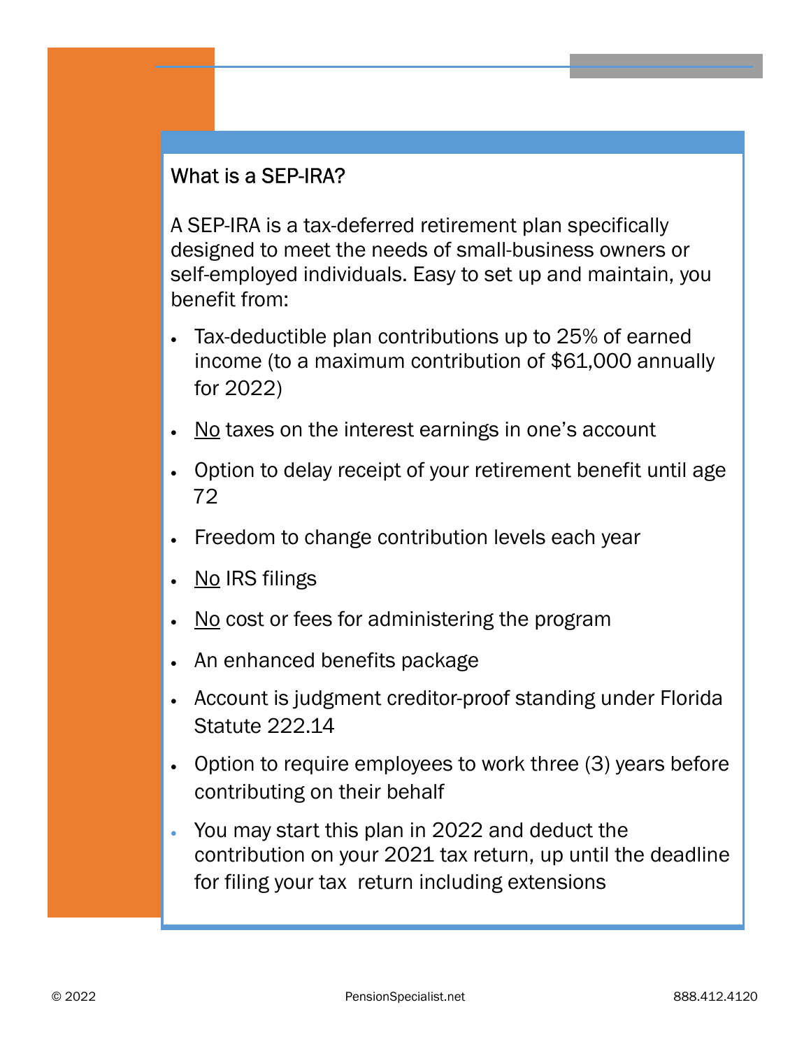## What is a SEP-IRA?

A SEP-IRA is a tax-deferred retirement plan specifically designed to meet the needs of small-business owners or self-employed individuals. Easy to set up and maintain, you benefit from:

- Tax-deductible plan contributions up to 25% of earned income (to a maximum contribution of $61,000 annually for 2022)
- <u>No</u> taxes on the interest earnings in one's account
- Option to delay receipt of your retirement benefit until age 72
- Freedom to change contribution levels each year
- <u>No</u> IRS filings
- <u>No</u> cost or fees for administering the program
- An enhanced benefits package
- Account is judgment creditor-proof standing under Florida Statute 222.14
- Option to require employees to work three (3) years before contributing on their behalf
- You may start this plan in 2022 and deduct the contribution on your 2021 tax return, up until the deadline for filing your tax return including extensions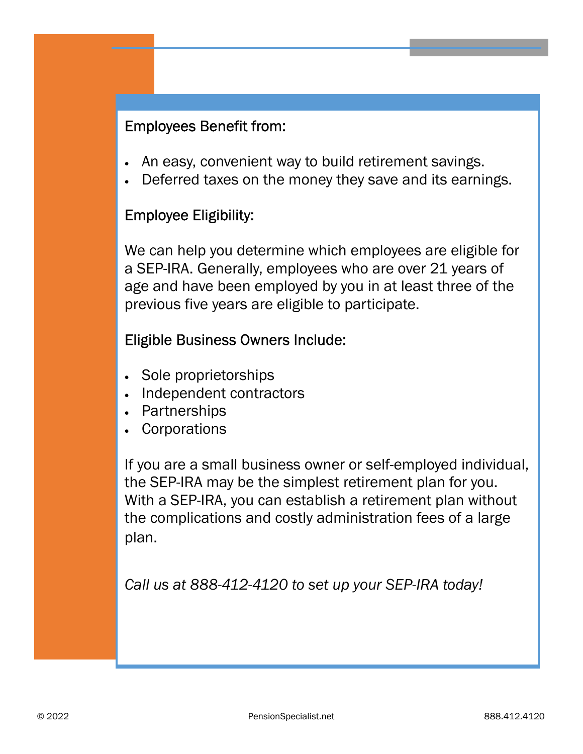Employees Benefit from:

- An easy, convenient way to build retirement savings.
- Deferred taxes on the money they save and its earnings.

Employee Eligibility:

We can help you determine which employees are eligible for a SEP-IRA. Generally, employees who are over 21 years of age and have been employed by you in at least three of the previous five years are eligible to participate.

Eligible Business Owners Include:

- Sole proprietorships
- Independent contractors
- Partnerships
- Corporations

If you are a small business owner or self-employed individual, the SEP-IRA may be the simplest retirement plan for you. With a SEP-IRA, you can establish a retirement plan without the complications and costly administration fees of a large plan.

*Call us at 888-412-4120 to set up your SEP-IRA today!*